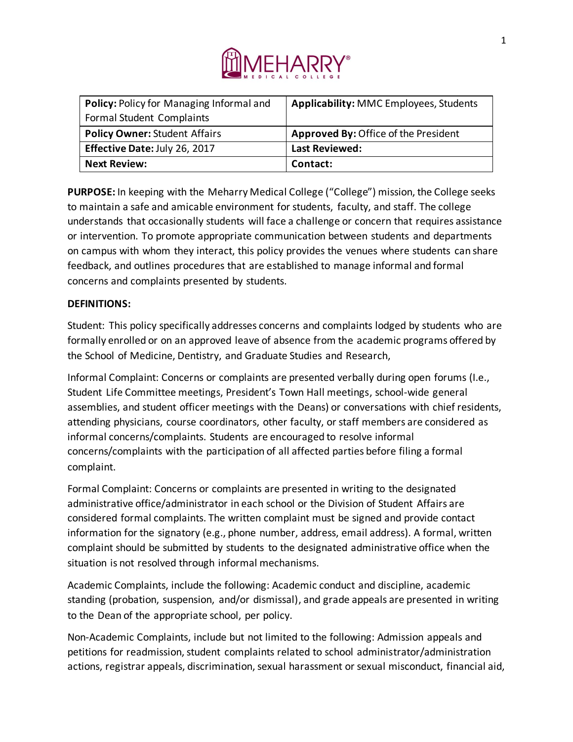MEHARRY MEDICAL COLLEGE

| **Policy:** Policy for Managing Informal and Formal Student Complaints | **Applicability:** MMC Employees, Students |
|---|---|
| **Policy Owner:** Student Affairs | **Approved By:** Office of the President |
| **Effective Date:** July 26, 2017 | **Last Reviewed:** |
| **Next Review:** | **Contact:** |

**PURPOSE:** In keeping with the Meharry Medical College ("College") mission, the College seeks to maintain a safe and amicable environment for students, faculty, and staff. The college understands that occasionally students will face a challenge or concern that requires assistance or intervention. To promote appropriate communication between students and departments on campus with whom they interact, this policy provides the venues where students can share feedback, and outlines procedures that are established to manage informal and formal concerns and complaints presented by students.

**DEFINITIONS:**

Student: This policy specifically addresses concerns and complaints lodged by students who are formally enrolled or on an approved leave of absence from the academic programs offered by the School of Medicine, Dentistry, and Graduate Studies and Research,

Informal Complaint: Concerns or complaints are presented verbally during open forums (I.e., Student Life Committee meetings, President's Town Hall meetings, school-wide general assemblies, and student officer meetings with the Deans) or conversations with chief residents, attending physicians, course coordinators, other faculty, or staff members are considered as informal concerns/complaints. Students are encouraged to resolve informal concerns/complaints with the participation of all affected parties before filing a formal complaint.

Formal Complaint: Concerns or complaints are presented in writing to the designated administrative office/administrator in each school or the Division of Student Affairs are considered formal complaints. The written complaint must be signed and provide contact information for the signatory (e.g., phone number, address, email address). A formal, written complaint should be submitted by students to the designated administrative office when the situation is not resolved through informal mechanisms.

Academic Complaints, include the following: Academic conduct and discipline, academic standing (probation, suspension, and/or dismissal), and grade appeals are presented in writing to the Dean of the appropriate school, per policy.

Non-Academic Complaints, include but not limited to the following: Admission appeals and petitions for readmission, student complaints related to school administrator/administration actions, registrar appeals, discrimination, sexual harassment or sexual misconduct, financial aid,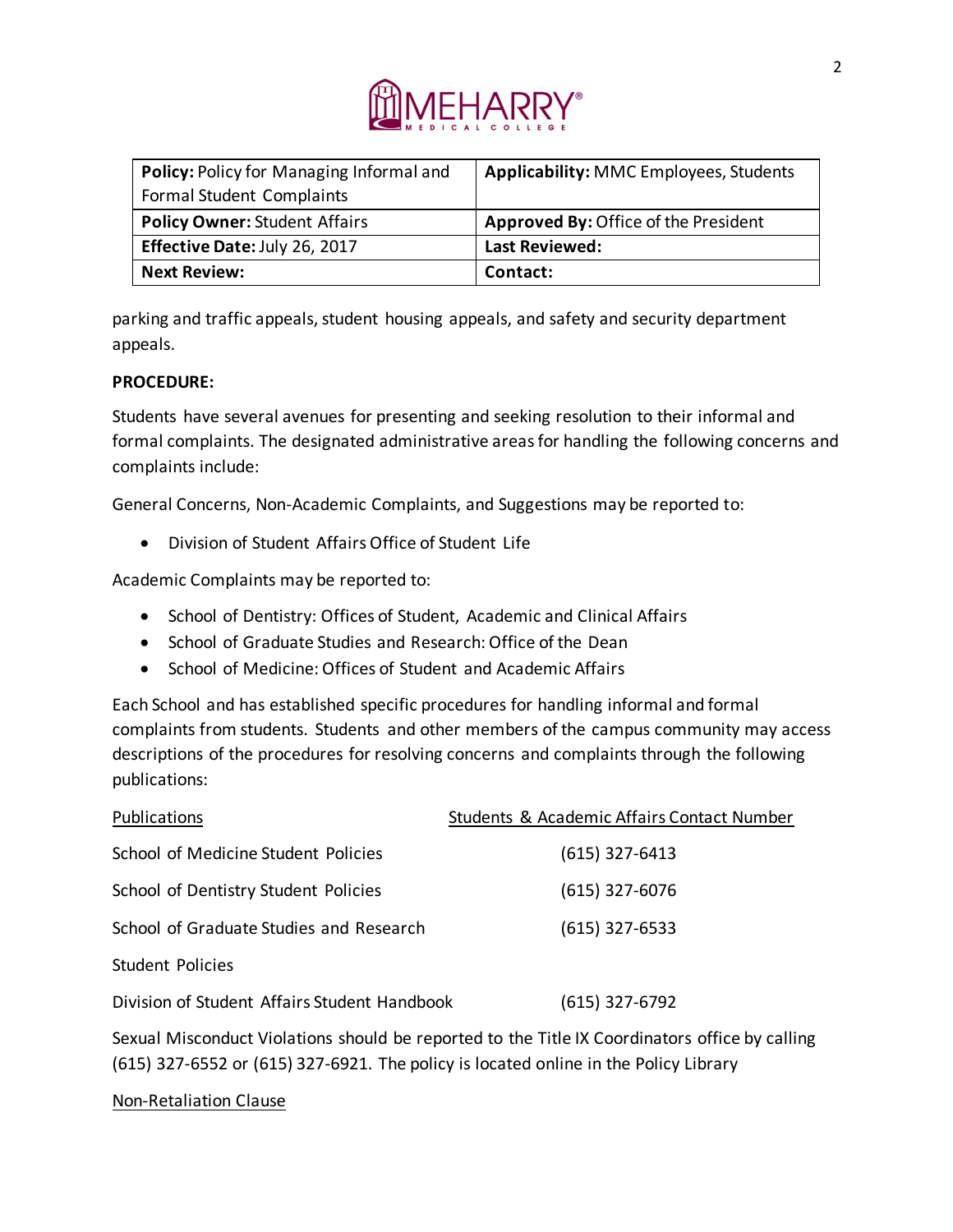| **Policy:** Policy for Managing Informal and Formal Student Complaints | **Applicability:** MMC Employees, Students |
| --- | --- |
| **Policy Owner:** Student Affairs | **Approved By:** Office of the President |
| **Effective Date:** July 26, 2017 | **Last Reviewed:** |
| **Next Review:** | **Contact:** |

parking and traffic appeals, student housing appeals, and safety and security department appeals.

**PROCEDURE:**

Students have several avenues for presenting and seeking resolution to their informal and formal complaints. The designated administrative areas for handling the following concerns and complaints include:

General Concerns, Non-Academic Complaints, and Suggestions may be reported to:

- Division of Student Affairs Office of Student Life

Academic Complaints may be reported to:

- School of Dentistry: Offices of Student, Academic and Clinical Affairs
- School of Graduate Studies and Research: Office of the Dean
- School of Medicine: Offices of Student and Academic Affairs

Each School and has established specific procedures for handling informal and formal complaints from students. Students and other members of the campus community may access descriptions of the procedures for resolving concerns and complaints through the following publications:

| Publications | Students & Academic Affairs Contact Number |
| --- | --- |
| School of Medicine Student Policies | (615) 327-6413 |
| School of Dentistry Student Policies | (615) 327-6076 |
| School of Graduate Studies and Research Student Policies | (615) 327-6533 |
| Division of Student Affairs Student Handbook | (615) 327-6792 |

Sexual Misconduct Violations should be reported to the Title IX Coordinators office by calling (615) 327-6552 or (615) 327-6921. The policy is located online in the Policy Library

Non-Retaliation Clause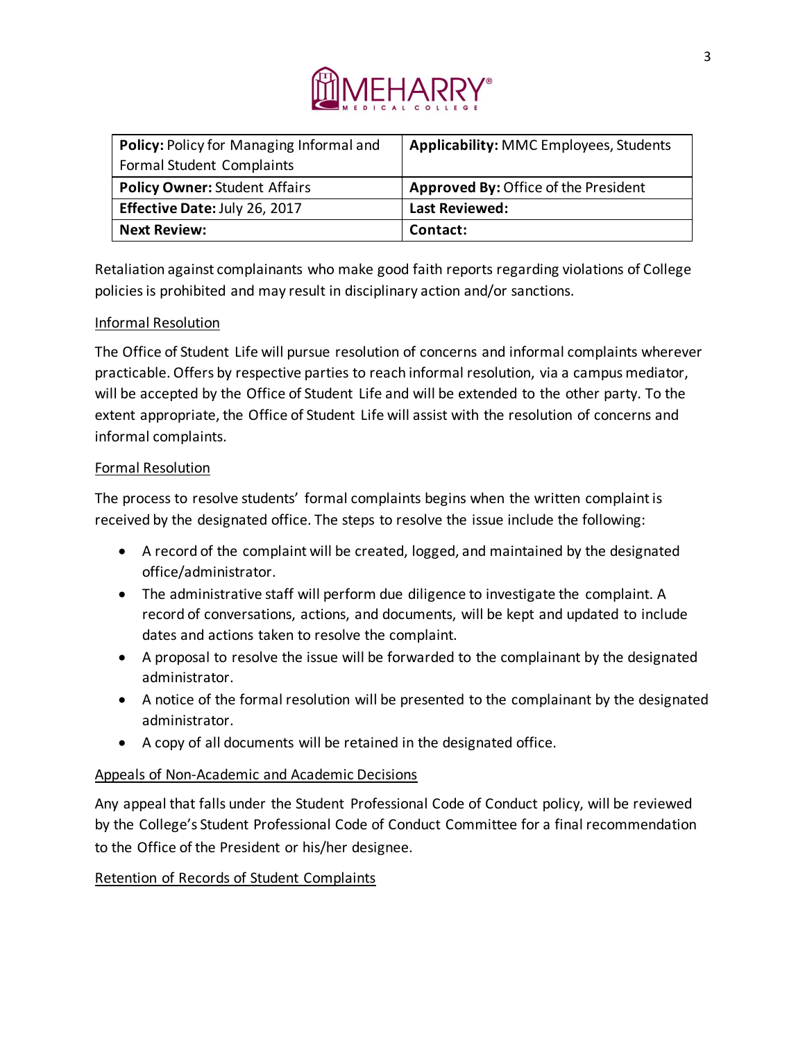| **Policy:** Policy for Managing Informal and Formal Student Complaints | **Applicability:** MMC Employees, Students |
|---|---|
| **Policy Owner:** Student Affairs | **Approved By:** Office of the President |
| **Effective Date:** July 26, 2017 | **Last Reviewed:** |
| **Next Review:** | **Contact:** |

Retaliation against complainants who make good faith reports regarding violations of College policies is prohibited and may result in disciplinary action and/or sanctions.

Informal Resolution

The Office of Student Life will pursue resolution of concerns and informal complaints wherever practicable. Offers by respective parties to reach informal resolution, via a campus mediator, will be accepted by the Office of Student Life and will be extended to the other party. To the extent appropriate, the Office of Student Life will assist with the resolution of concerns and informal complaints.

Formal Resolution

The process to resolve students' formal complaints begins when the written complaint is received by the designated office. The steps to resolve the issue include the following:

- A record of the complaint will be created, logged, and maintained by the designated office/administrator.
- The administrative staff will perform due diligence to investigate the complaint. A record of conversations, actions, and documents, will be kept and updated to include dates and actions taken to resolve the complaint.
- A proposal to resolve the issue will be forwarded to the complainant by the designated administrator.
- A notice of the formal resolution will be presented to the complainant by the designated administrator.
- A copy of all documents will be retained in the designated office.

Appeals of Non-Academic and Academic Decisions

Any appeal that falls under the Student Professional Code of Conduct policy, will be reviewed by the College's Student Professional Code of Conduct Committee for a final recommendation to the Office of the President or his/her designee.

Retention of Records of Student Complaints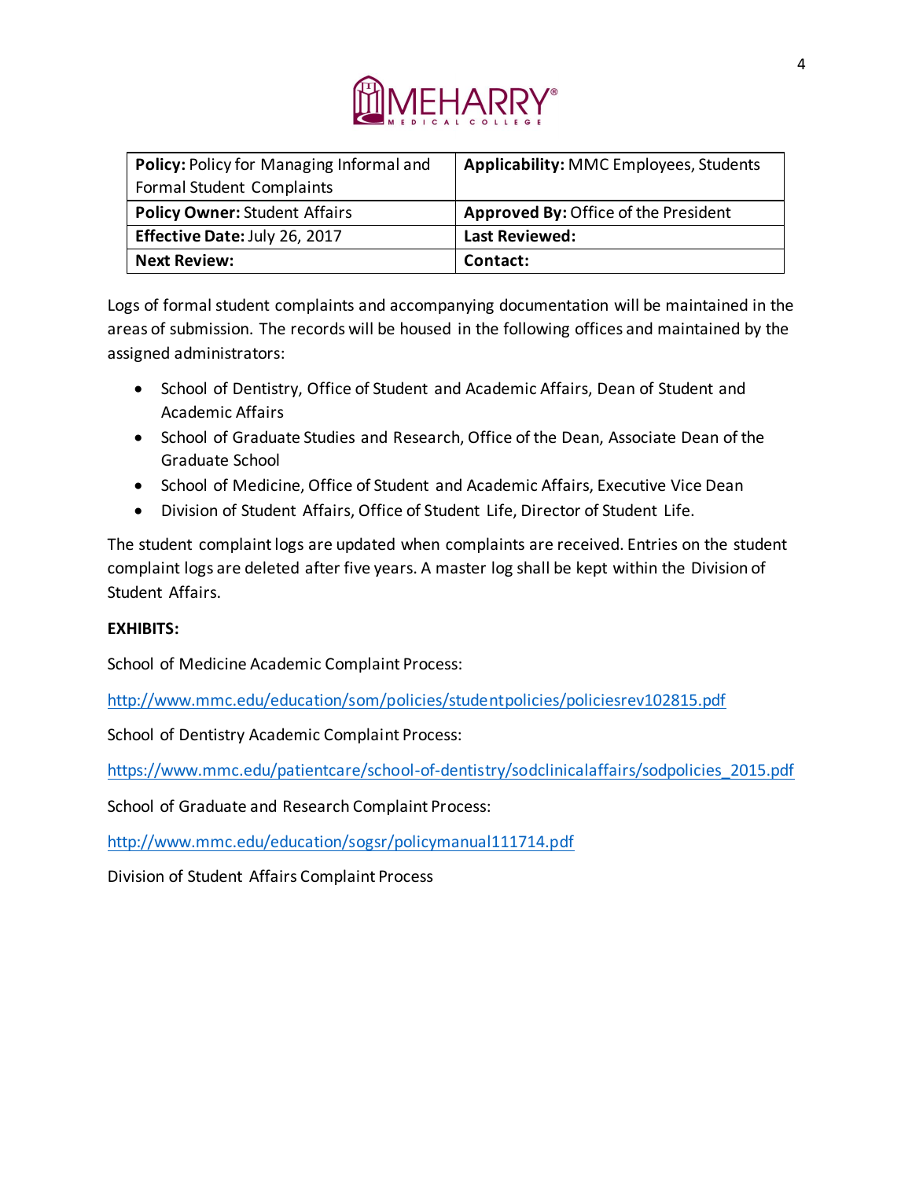| | |
|---|---|
| **Policy:** Policy for Managing Informal and Formal Student Complaints | **Applicability:** MMC Employees, Students |
| **Policy Owner:** Student Affairs | **Approved By:** Office of the President |
| **Effective Date:** July 26, 2017 | **Last Reviewed:** |
| **Next Review:** | **Contact:** |

Logs of formal student complaints and accompanying documentation will be maintained in the areas of submission. The records will be housed in the following offices and maintained by the assigned administrators:

- School of Dentistry, Office of Student and Academic Affairs, Dean of Student and Academic Affairs
- School of Graduate Studies and Research, Office of the Dean, Associate Dean of the Graduate School
- School of Medicine, Office of Student and Academic Affairs, Executive Vice Dean
- Division of Student Affairs, Office of Student Life, Director of Student Life.

The student complaint logs are updated when complaints are received. Entries on the student complaint logs are deleted after five years. A master log shall be kept within the Division of Student Affairs.

**EXHIBITS:**

School of Medicine Academic Complaint Process:

http://www.mmc.edu/education/som/policies/studentpolicies/policiesrev102815.pdf

School of Dentistry Academic Complaint Process:

https://www.mmc.edu/patientcare/school-of-dentistry/sodclinicalaffairs/sodpolicies_2015.pdf

School of Graduate and Research Complaint Process:

http://www.mmc.edu/education/sogsr/policymanual111714.pdf

Division of Student Affairs Complaint Process